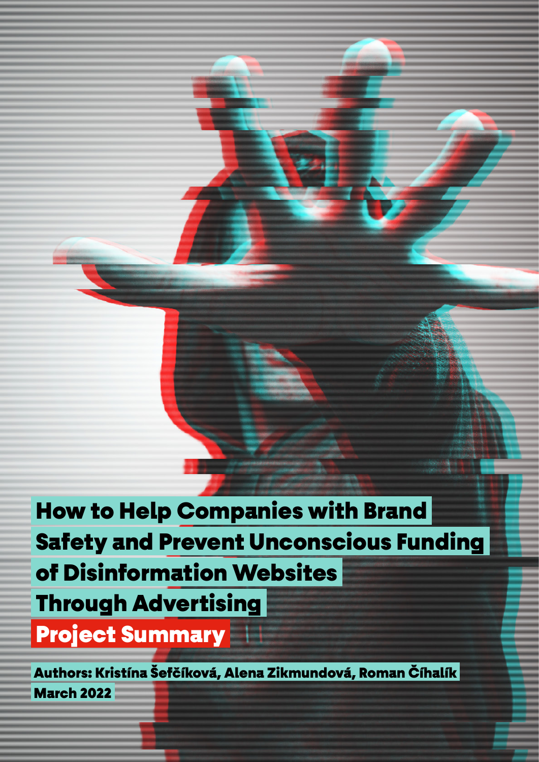# How to Help Companies with Brand Safety and Prevent Unconscious Funding of Disinformation Websites Through Advertising

## Project Summary

**Authors: Kristína Šefčíková, Alena Zikmundová, Roman Číhalík**

**March 2022**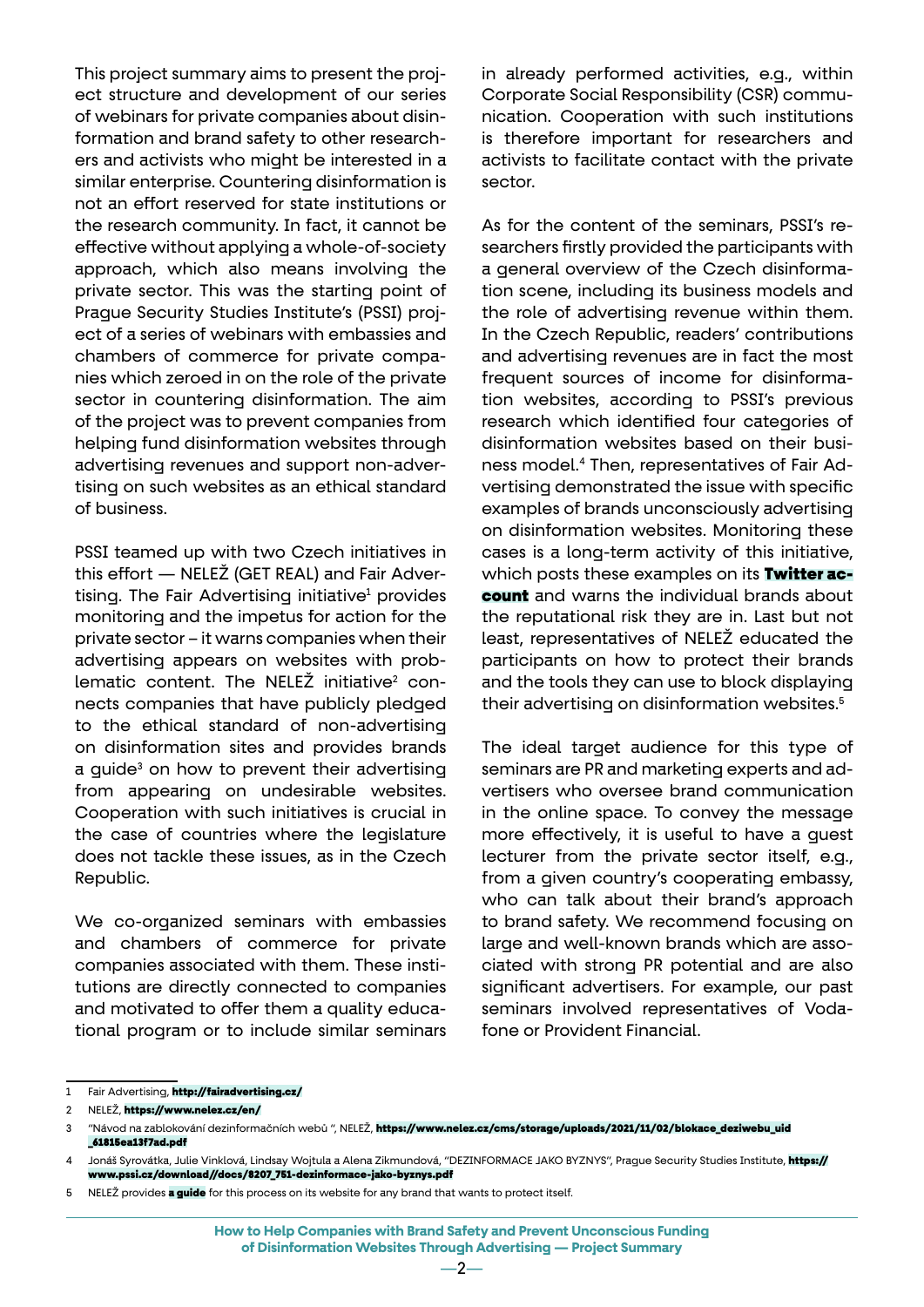This project summary aims to present the project structure and development of our series of webinars for private companies about disinformation and brand safety to other researchers and activists who might be interested in a similar enterprise. Countering disinformation is not an effort reserved for state institutions or the research community. In fact, it cannot be effective without applying a whole-of-society approach, which also means involving the private sector. This was the starting point of Prague Security Studies Institute's (PSSI) project of a series of webinars with embassies and chambers of commerce for private companies which zeroed in on the role of the private sector in countering disinformation. The aim of the project was to prevent companies from helping fund disinformation websites through advertising revenues and support non-advertising on such websites as an ethical standard of business.

PSSI teamed up with two Czech initiatives in this effort — NELEŽ (GET REAL) and Fair Advertising. The Fair Advertising initiative[1] provides monitoring and the impetus for action for the private sector – it warns companies when their advertising appears on websites with problematic content. The NELEŽ initiative[2] connects companies that have publicly pledged to the ethical standard of non-advertising on disinformation sites and provides brands a guide[3] on how to prevent their advertising from appearing on undesirable websites. Cooperation with such initiatives is crucial in the case of countries where the legislature does not tackle these issues, as in the Czech Republic.

We co-organized seminars with embassies and chambers of commerce for private companies associated with them. These institutions are directly connected to companies and motivated to offer them a quality educational program or to include similar seminars in already performed activities, e.g., within Corporate Social Responsibility (CSR) communication. Cooperation with such institutions is therefore important for researchers and activists to facilitate contact with the private sector.

As for the content of the seminars, PSSI's researchers firstly provided the participants with a general overview of the Czech disinformation scene, including its business models and the role of advertising revenue within them. In the Czech Republic, readers' contributions and advertising revenues are in fact the most frequent sources of income for disinformation websites, according to PSSI's previous research which identified four categories of disinformation websites based on their business model.[4] Then, representatives of Fair Advertising demonstrated the issue with specific examples of brands unconsciously advertising on disinformation websites. Monitoring these cases is a long-term activity of this initiative, which posts these examples on its **Twitter account** and warns the individual brands about the reputational risk they are in. Last but not least, representatives of NELEŽ educated the participants on how to protect their brands and the tools they can use to block displaying their advertising on disinformation websites.[5]

The ideal target audience for this type of seminars are PR and marketing experts and advertisers who oversee brand communication in the online space. To convey the message more effectively, it is useful to have a guest lecturer from the private sector itself, e.g., from a given country's cooperating embassy, who can talk about their brand's approach to brand safety. We recommend focusing on large and well-known brands which are associated with strong PR potential and are also significant advertisers. For example, our past seminars involved representatives of Vodafone or Provident Financial.

---

1 Fair Advertising, **http://fairadvertising.cz/**

2 NELEŽ, **https://www.nelez.cz/en/**

3 "Návod na zablokování dezinformačních webů ", NELEŽ, **https://www.nelez.cz/cms/storage/uploads/2021/11/02/blokace_deziwebu_uid_61815ea13f7ad.pdf**

4 Jonáš Syrovátka, Julie Vinklová, Lindsay Wojtula a Alena Zikmundová, "DEZINFORMACE JAKO BYZNYS", Prague Security Studies Institute, **https://www.pssi.cz/download//docs/8207_751-dezinformace-jako-byznys.pdf**

5 NELEŽ provides **a guide** for this process on its website for any brand that wants to protect itself.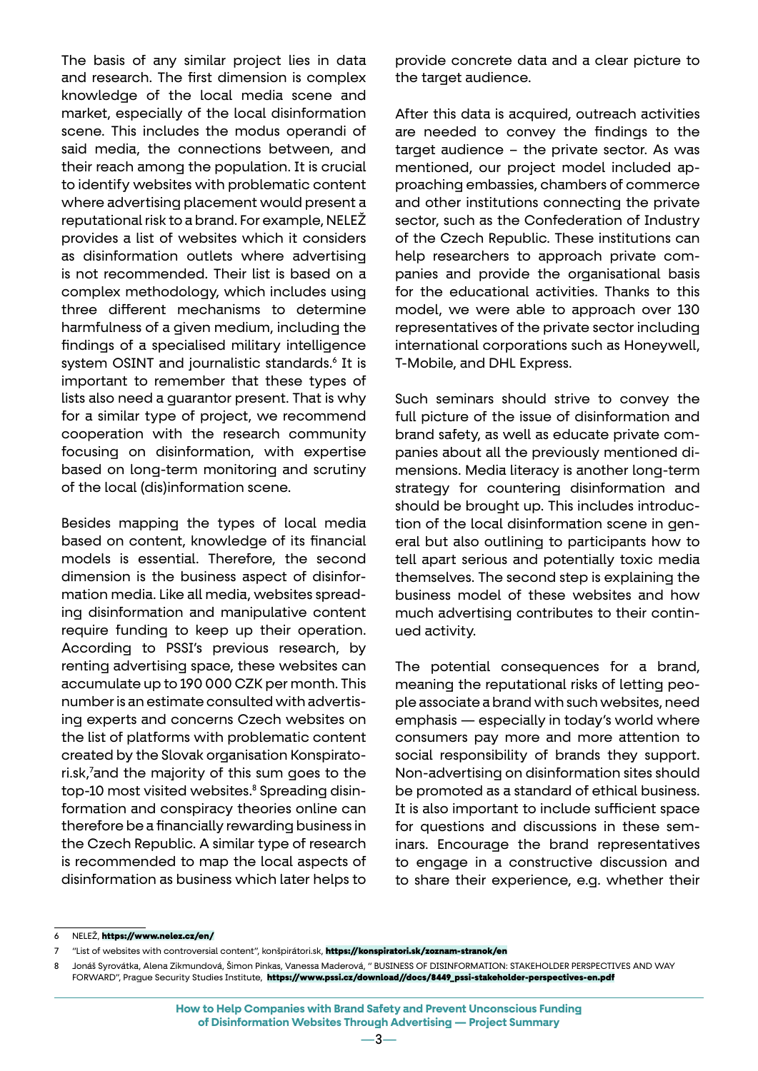The basis of any similar project lies in data and research. The first dimension is complex knowledge of the local media scene and market, especially of the local disinformation scene. This includes the modus operandi of said media, the connections between, and their reach among the population. It is crucial to identify websites with problematic content where advertising placement would present a reputational risk to a brand. For example, NELEŽ provides a list of websites which it considers as disinformation outlets where advertising is not recommended. Their list is based on a complex methodology, which includes using three different mechanisms to determine harmfulness of a given medium, including the findings of a specialised military intelligence system OSINT and journalistic standards.[6] It is important to remember that these types of lists also need a guarantor present. That is why for a similar type of project, we recommend cooperation with the research community focusing on disinformation, with expertise based on long-term monitoring and scrutiny of the local (dis)information scene.

Besides mapping the types of local media based on content, knowledge of its financial models is essential. Therefore, the second dimension is the business aspect of disinformation media. Like all media, websites spreading disinformation and manipulative content require funding to keep up their operation. According to PSSI's previous research, by renting advertising space, these websites can accumulate up to 190 000 CZK per month. This number is an estimate consulted with advertising experts and concerns Czech websites on the list of platforms with problematic content created by the Slovak organisation Konspiratori.sk,[7] and the majority of this sum goes to the top-10 most visited websites.[8] Spreading disinformation and conspiracy theories online can therefore be a financially rewarding business in the Czech Republic. A similar type of research is recommended to map the local aspects of disinformation as business which later helps to provide concrete data and a clear picture to the target audience.

After this data is acquired, outreach activities are needed to convey the findings to the target audience – the private sector. As was mentioned, our project model included approaching embassies, chambers of commerce and other institutions connecting the private sector, such as the Confederation of Industry of the Czech Republic. These institutions can help researchers to approach private companies and provide the organisational basis for the educational activities. Thanks to this model, we were able to approach over 130 representatives of the private sector including international corporations such as Honeywell, T-Mobile, and DHL Express.

Such seminars should strive to convey the full picture of the issue of disinformation and brand safety, as well as educate private companies about all the previously mentioned dimensions. Media literacy is another long-term strategy for countering disinformation and should be brought up. This includes introduction of the local disinformation scene in general but also outlining to participants how to tell apart serious and potentially toxic media themselves. The second step is explaining the business model of these websites and how much advertising contributes to their continued activity.

The potential consequences for a brand, meaning the reputational risks of letting people associate a brand with such websites, need emphasis — especially in today's world where consumers pay more and more attention to social responsibility of brands they support. Non-advertising on disinformation sites should be promoted as a standard of ethical business. It is also important to include sufficient space for questions and discussions in these seminars. Encourage the brand representatives to engage in a constructive discussion and to share their experience, e.g. whether their

---

6 NELEŽ, **https://www.nelez.cz/en/**

7 "List of websites with controversial content", konšpirátori.sk, **https://konspiratori.sk/zoznam-stranok/en**

8 Jonáš Syrovátka, Alena Zikmundová, Šimon Pinkas, Vanessa Maderová, " BUSINESS OF DISINFORMATION: STAKEHOLDER PERSPECTIVES AND WAY FORWARD", Prague Security Studies Institute, **https://www.pssi.cz/download//docs/8449_pssi-stakeholder-perspectives-en.pdf**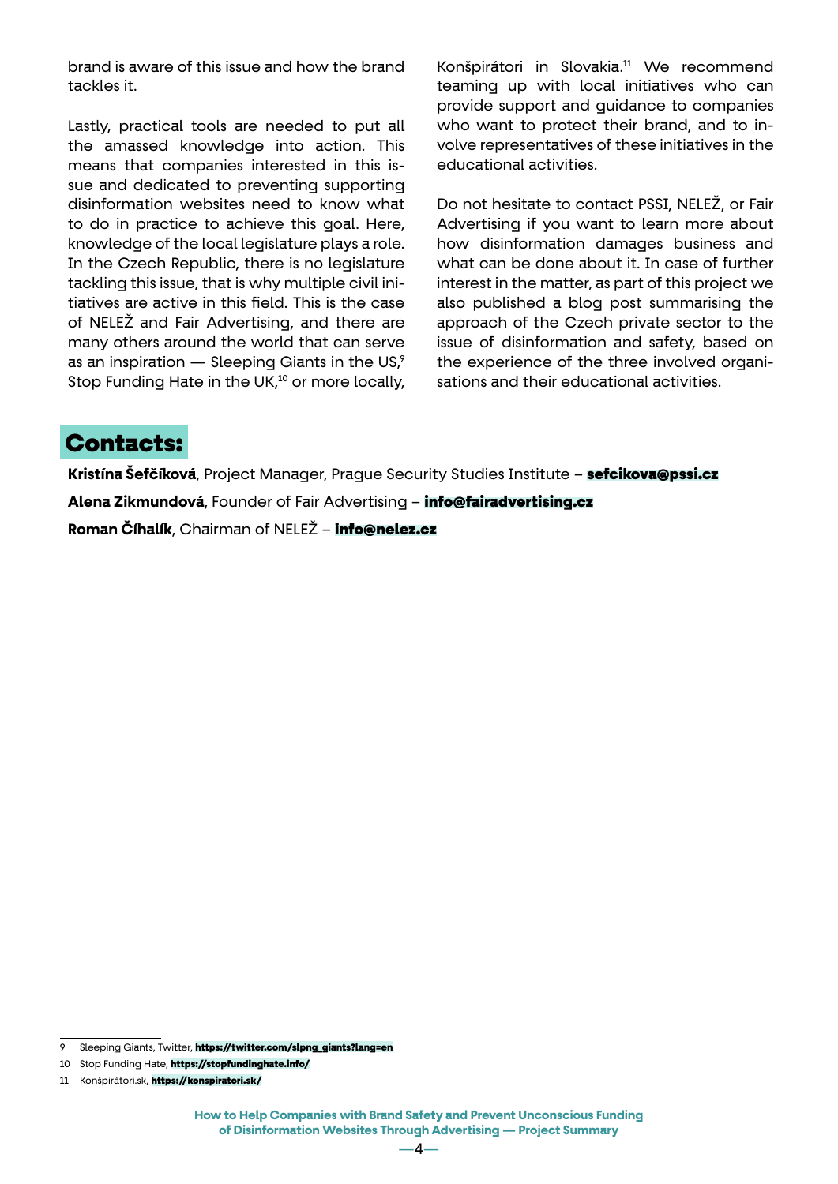brand is aware of this issue and how the brand tackles it.

Lastly, practical tools are needed to put all the amassed knowledge into action. This means that companies interested in this issue and dedicated to preventing supporting disinformation websites need to know what to do in practice to achieve this goal. Here, knowledge of the local legislature plays a role. In the Czech Republic, there is no legislature tackling this issue, that is why multiple civil initiatives are active in this field. This is the case of NELEŽ and Fair Advertising, and there are many others around the world that can serve as an inspiration — Sleeping Giants in the US,[9] Stop Funding Hate in the UK,[10] or more locally, Konšpirátori in Slovakia.[11] We recommend teaming up with local initiatives who can provide support and guidance to companies who want to protect their brand, and to involve representatives of these initiatives in the educational activities.

Do not hesitate to contact PSSI, NELEŽ, or Fair Advertising if you want to learn more about how disinformation damages business and what can be done about it. In case of further interest in the matter, as part of this project we also published a blog post summarising the approach of the Czech private sector to the issue of disinformation and safety, based on the experience of the three involved organisations and their educational activities.

## Contacts:

**Kristína Šefčíková**, Project Manager, Prague Security Studies Institute – **sefcikova@pssi.cz**

**Alena Zikmundová**, Founder of Fair Advertising – **info@fairadvertising.cz**

**Roman Číhalík**, Chairman of NELEŽ – **info@nelez.cz**

---

9 Sleeping Giants, Twitter, **https://twitter.com/slpng_giants?lang=en**

10 Stop Funding Hate, **https://stopfundinghate.info/**

11 Konšpirátori.sk, **https://konspiratori.sk/**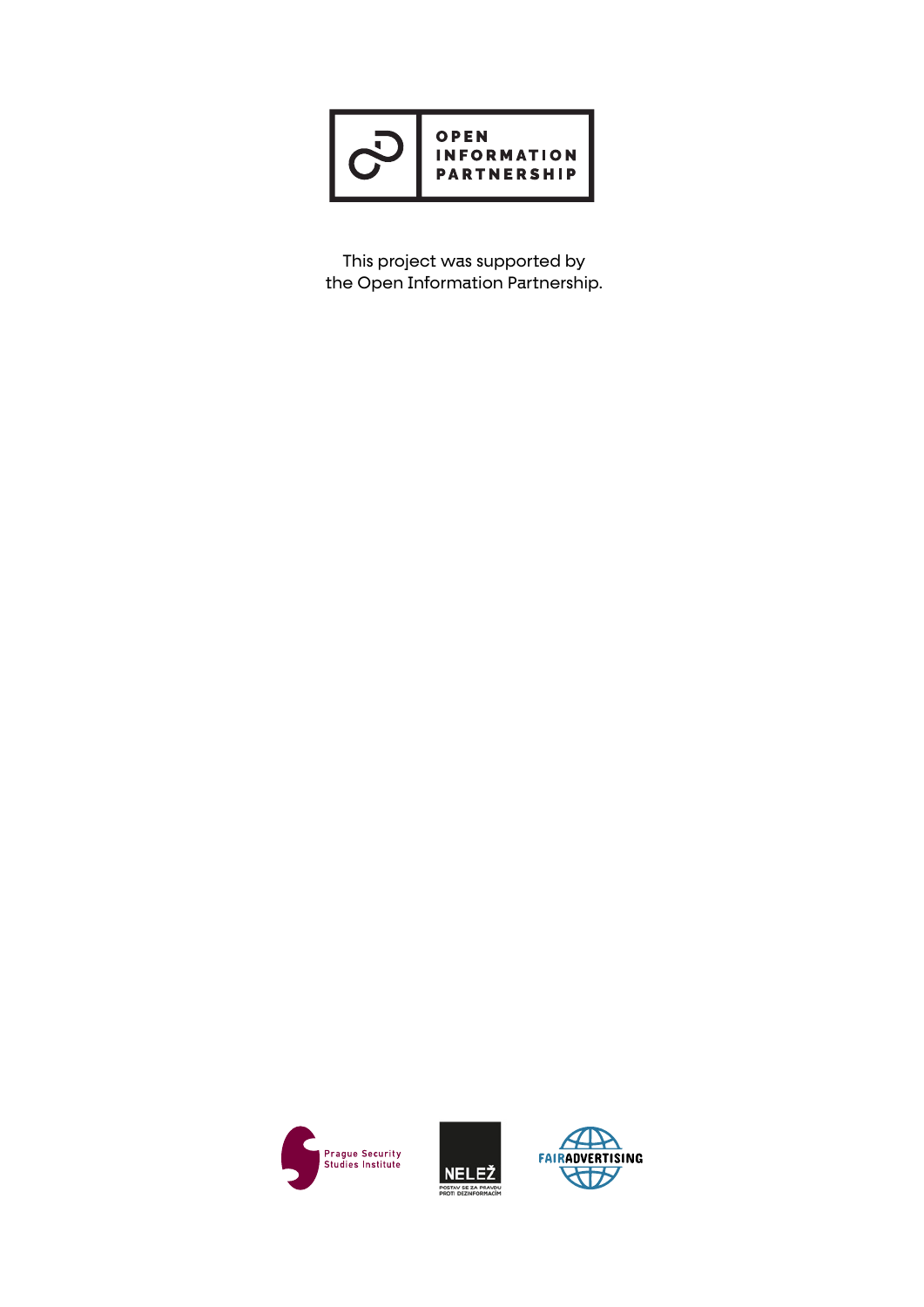OPEN
INFORMATION
PARTNERSHIP

This project was supported by
the Open Information Partnership.

Prague Security
Studies Institute

NELEŽ
POSTAV SE ZA PRAVDU
PROTI DEZINFORMACÍM

FAIRADVERTISING